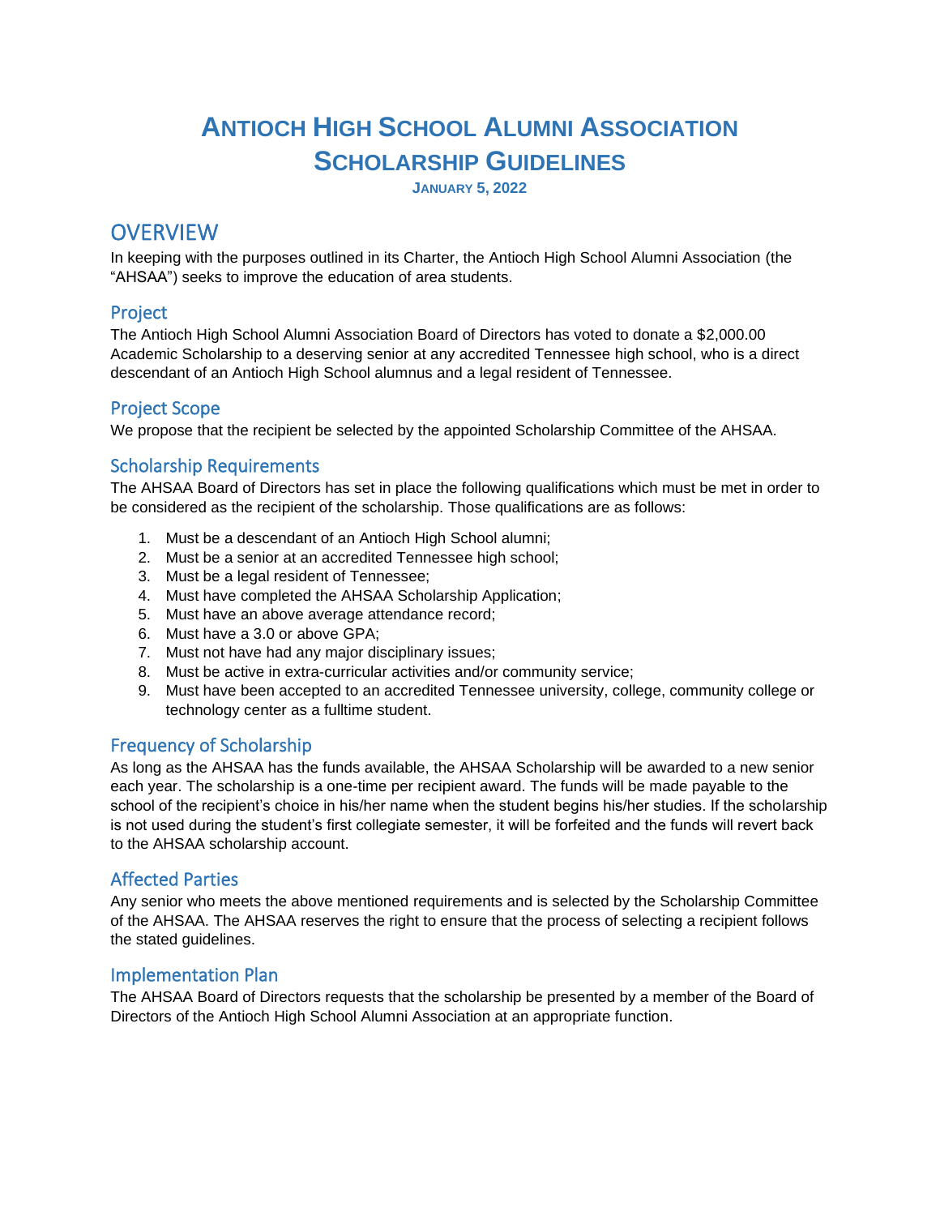# Antioch High School Alumni Association Scholarship Guidelines

**January 5, 2022**

## OVERVIEW

In keeping with the purposes outlined in its Charter, the Antioch High School Alumni Association (the "AHSAA") seeks to improve the education of area students.

### Project

The Antioch High School Alumni Association Board of Directors has voted to donate a $2,000.00 Academic Scholarship to a deserving senior at any accredited Tennessee high school, who is a direct descendant of an Antioch High School alumnus and a legal resident of Tennessee.

### Project Scope

We propose that the recipient be selected by the appointed Scholarship Committee of the AHSAA.

### Scholarship Requirements

The AHSAA Board of Directors has set in place the following qualifications which must be met in order to be considered as the recipient of the scholarship. Those qualifications are as follows:

1. Must be a descendant of an Antioch High School alumni;
2. Must be a senior at an accredited Tennessee high school;
3. Must be a legal resident of Tennessee;
4. Must have completed the AHSAA Scholarship Application;
5. Must have an above average attendance record;
6. Must have a 3.0 or above GPA;
7. Must not have had any major disciplinary issues;
8. Must be active in extra-curricular activities and/or community service;
9. Must have been accepted to an accredited Tennessee university, college, community college or technology center as a fulltime student.

### Frequency of Scholarship

As long as the AHSAA has the funds available, the AHSAA Scholarship will be awarded to a new senior each year. The scholarship is a one-time per recipient award. The funds will be made payable to the school of the recipient's choice in his/her name when the student begins his/her studies. If the scholarship is not used during the student's first collegiate semester, it will be forfeited and the funds will revert back to the AHSAA scholarship account.

### Affected Parties

Any senior who meets the above mentioned requirements and is selected by the Scholarship Committee of the AHSAA. The AHSAA reserves the right to ensure that the process of selecting a recipient follows the stated guidelines.

### Implementation Plan

The AHSAA Board of Directors requests that the scholarship be presented by a member of the Board of Directors of the Antioch High School Alumni Association at an appropriate function.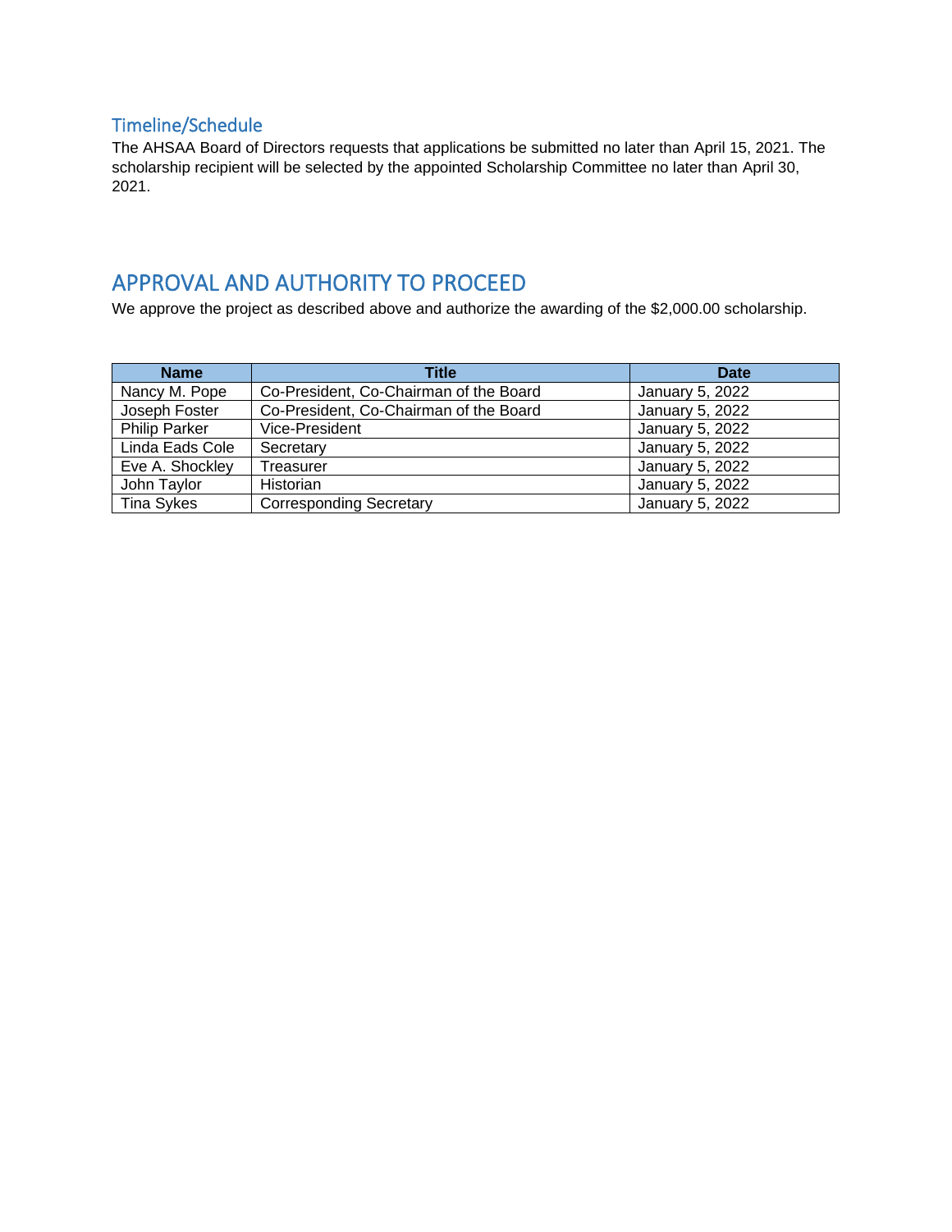### Timeline/Schedule

The AHSAA Board of Directors requests that applications be submitted no later than April 15, 2021. The scholarship recipient will be selected by the appointed Scholarship Committee no later than April 30, 2021.

## APPROVAL AND AUTHORITY TO PROCEED

We approve the project as described above and authorize the awarding of the $2,000.00 scholarship.

| Name | Title | Date |
|---|---|---|
| Nancy M. Pope | Co-President, Co-Chairman of the Board | January 5, 2022 |
| Joseph Foster | Co-President, Co-Chairman of the Board | January 5, 2022 |
| Philip Parker | Vice-President | January 5, 2022 |
| Linda Eads Cole | Secretary | January 5, 2022 |
| Eve A. Shockley | Treasurer | January 5, 2022 |
| John Taylor | Historian | January 5, 2022 |
| Tina Sykes | Corresponding Secretary | January 5, 2022 |